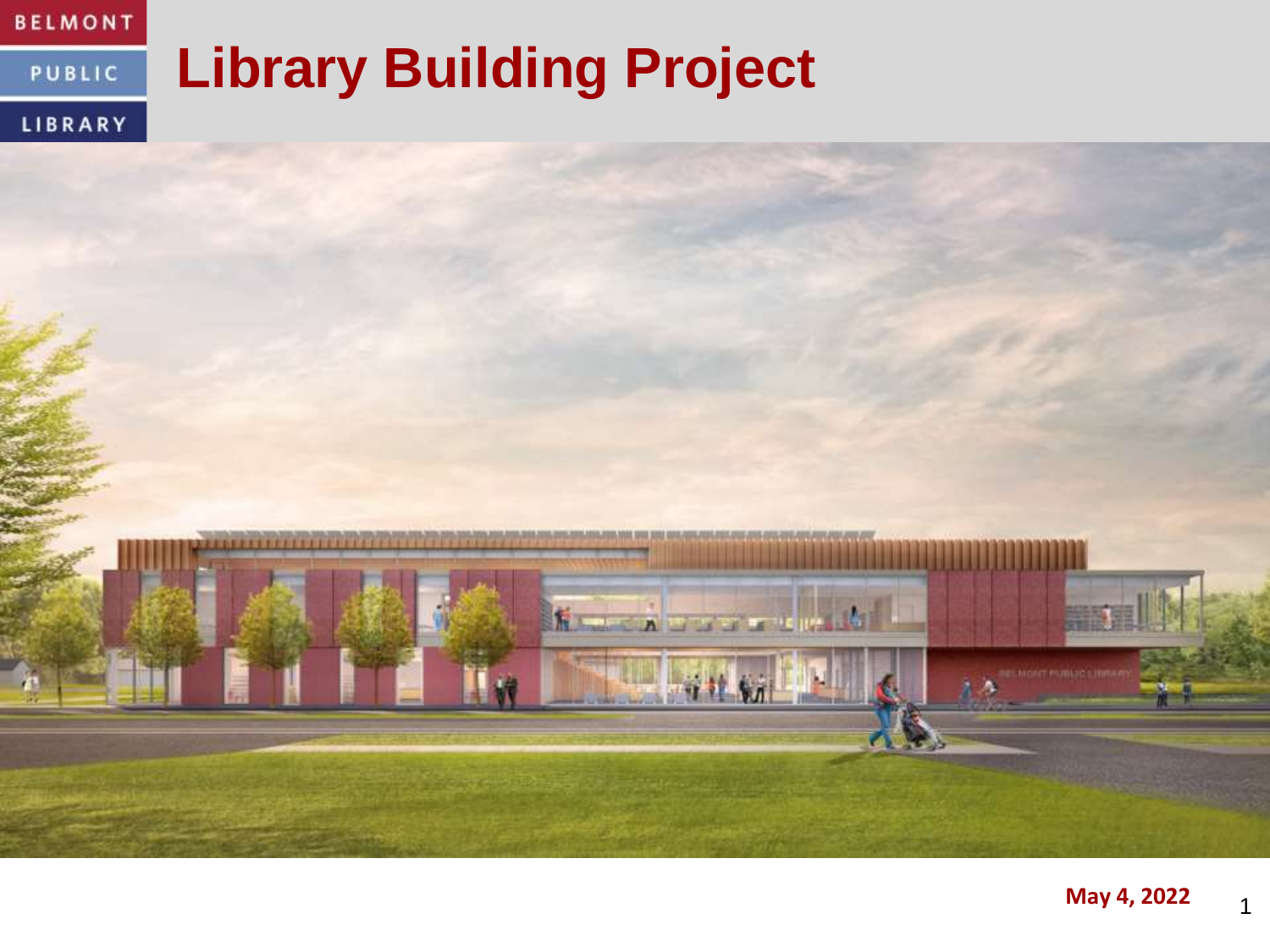BELMONT PUBLIC LIBRARY

# Library Building Project

**May 4, 2022**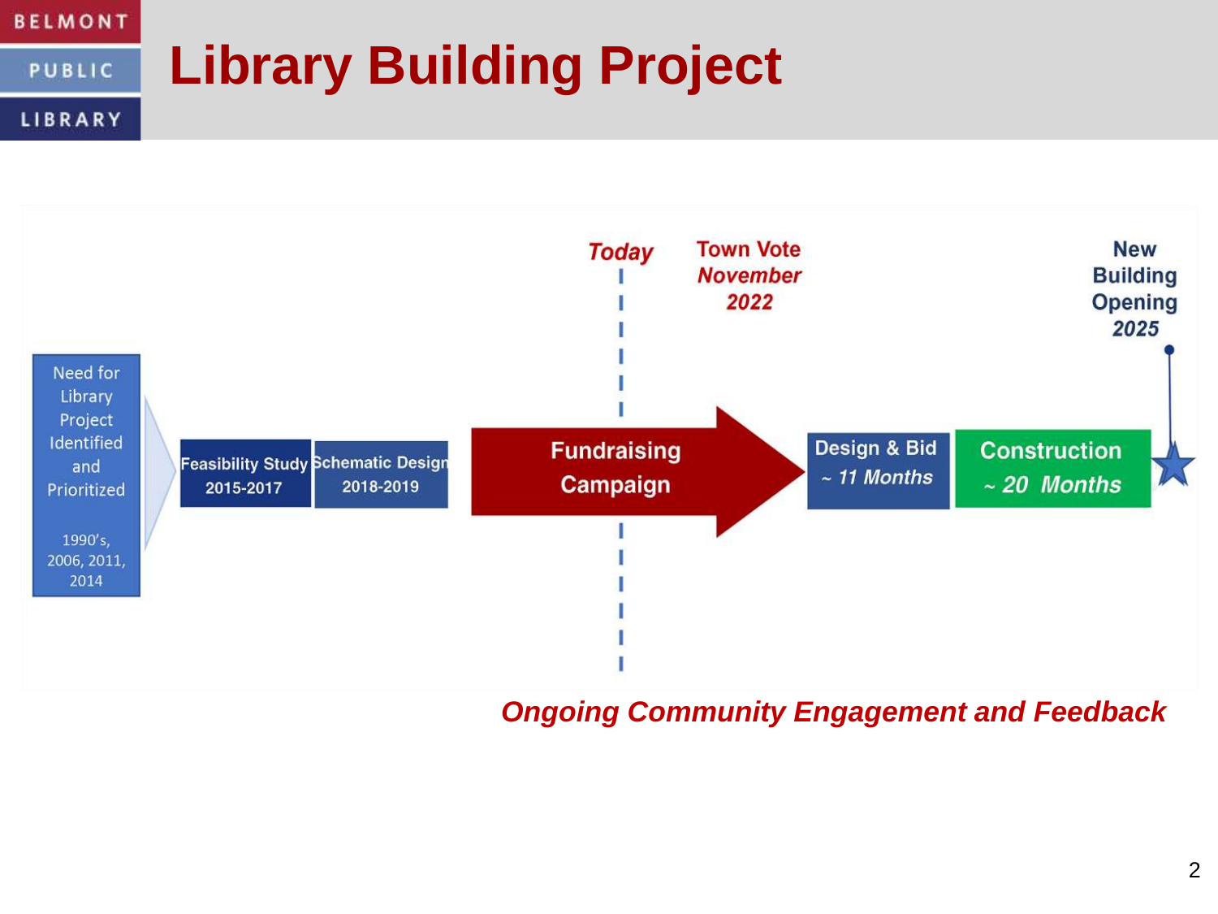# Library Building Project

Need for Library Project Identified and Prioritized

1990's, 2006, 2011, 2014

Feasibility Study 2015-2017

Schematic Design 2018-2019

*Today*

**Fundraising Campaign**

**Town Vote** ***November 2022***

**Design & Bid** ***~ 11 Months***

**Construction** ***~ 20 Months***

**New Building Opening** ***2025***

***Ongoing Community Engagement and Feedback***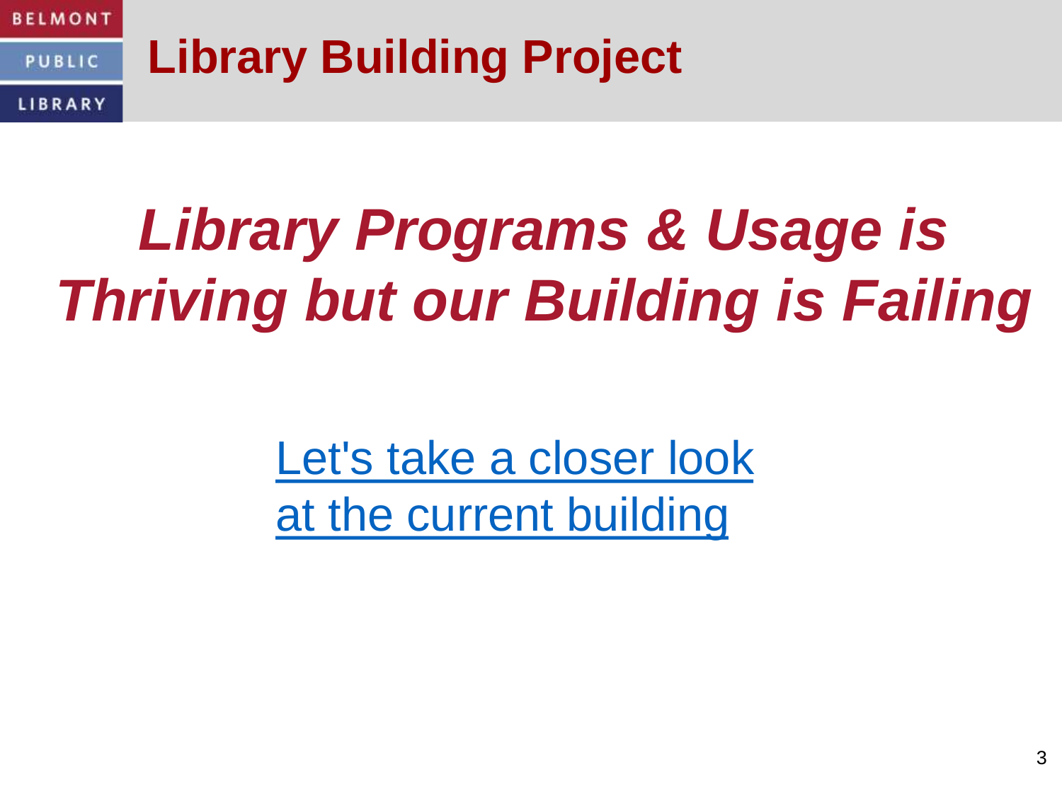BELMONT PUBLIC LIBRARY

# Library Building Project

## *Library Programs & Usage is Thriving but our Building is Failing*

Let's take a closer look at the current building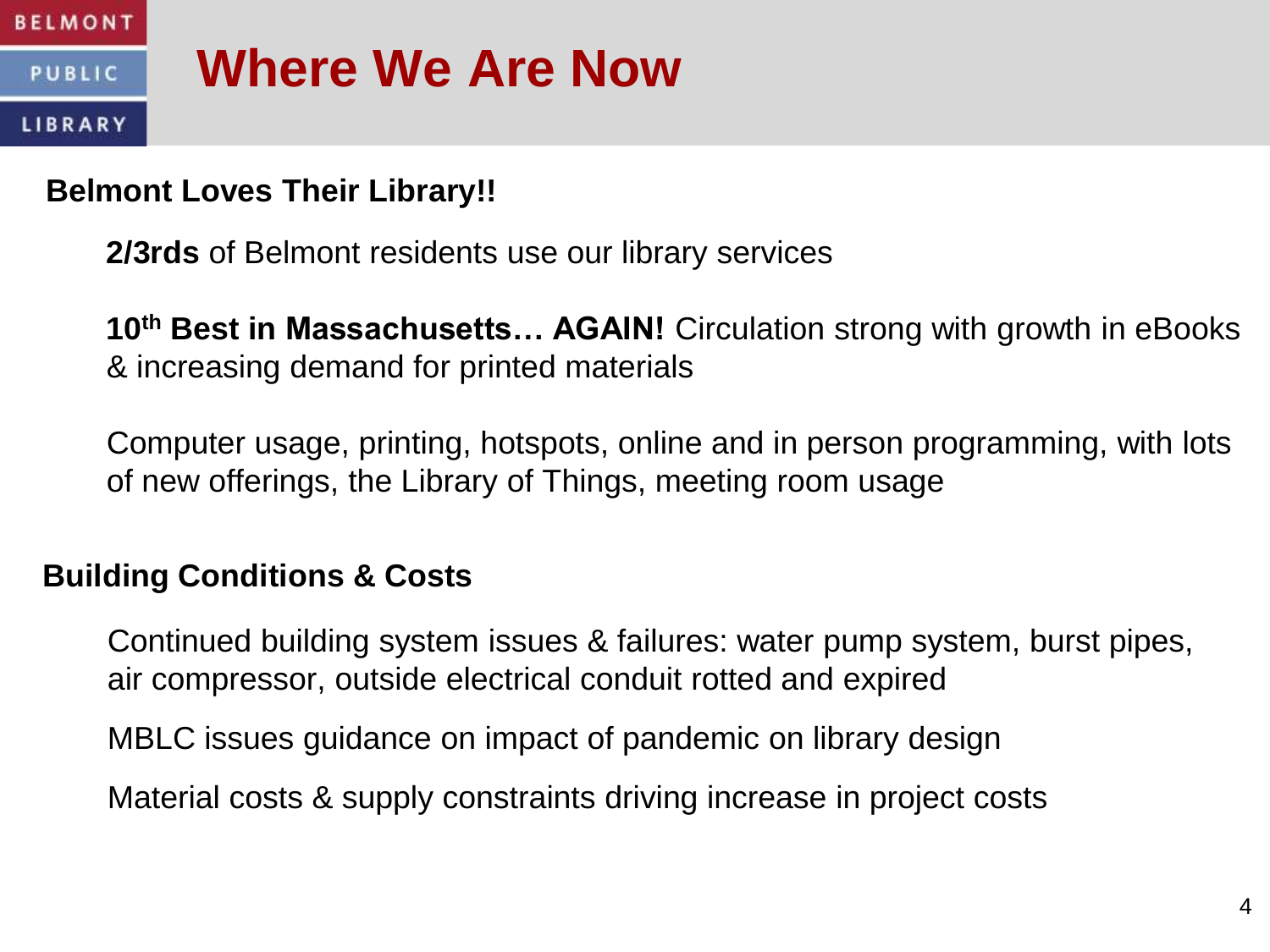# Where We Are Now

## Belmont Loves Their Library!!

**2/3rds** of Belmont residents use our library services

**10th Best in Massachusetts… AGAIN!** Circulation strong with growth in eBooks & increasing demand for printed materials

Computer usage, printing, hotspots, online and in person programming, with lots of new offerings, the Library of Things, meeting room usage

## Building Conditions & Costs

Continued building system issues & failures: water pump system, burst pipes, air compressor, outside electrical conduit rotted and expired

MBLC issues guidance on impact of pandemic on library design

Material costs & supply constraints driving increase in project costs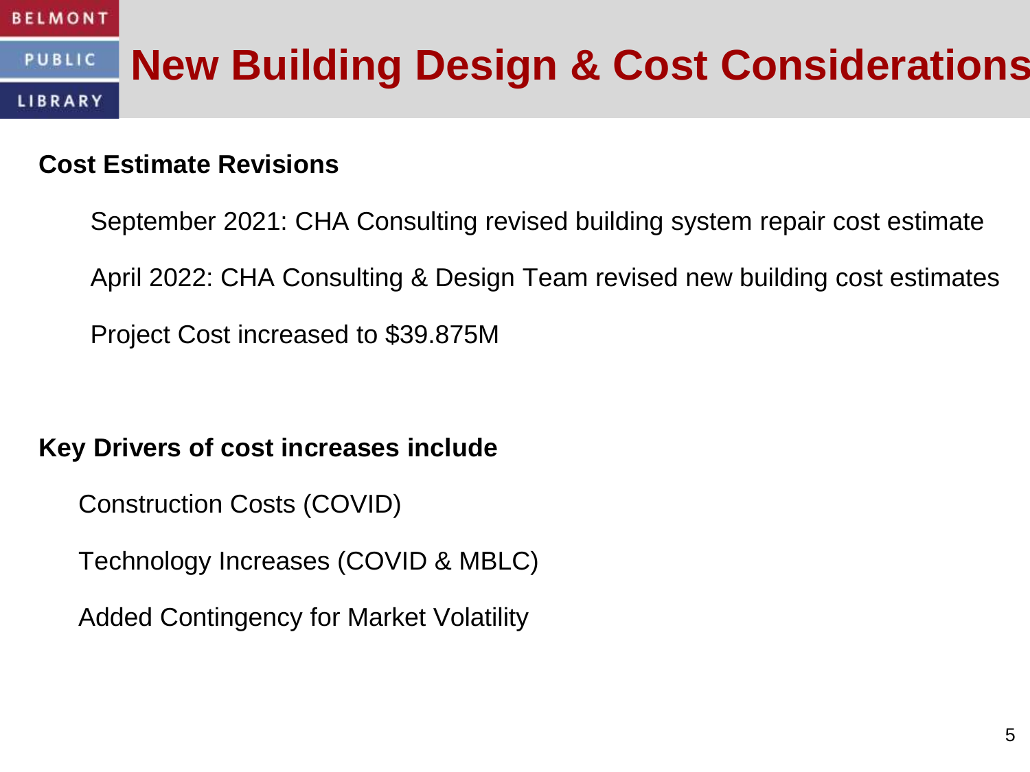# New Building Design & Cost Considerations

**Cost Estimate Revisions**

- September 2021: CHA Consulting revised building system repair cost estimate
- April 2022: CHA Consulting & Design Team revised new building cost estimates
- Project Cost increased to $39.875M

**Key Drivers of cost increases include**

- Construction Costs (COVID)
- Technology Increases (COVID & MBLC)
- Added Contingency for Market Volatility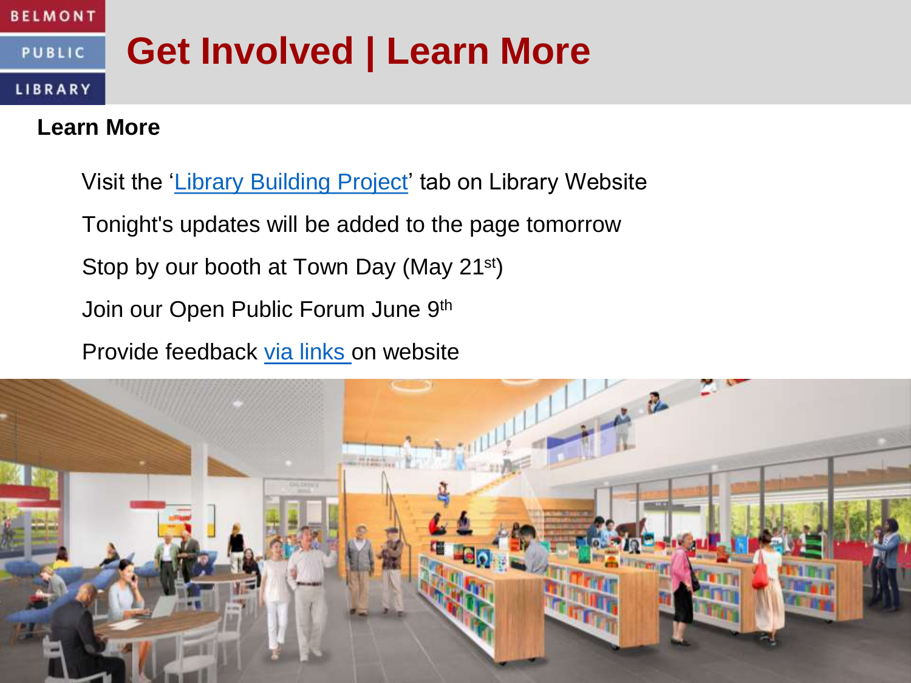# Get Involved | Learn More

**Learn More**

Visit the 'Library Building Project' tab on Library Website

Tonight's updates will be added to the page tomorrow

Stop by our booth at Town Day (May 21st)

Join our Open Public Forum June 9th

Provide feedback via links on website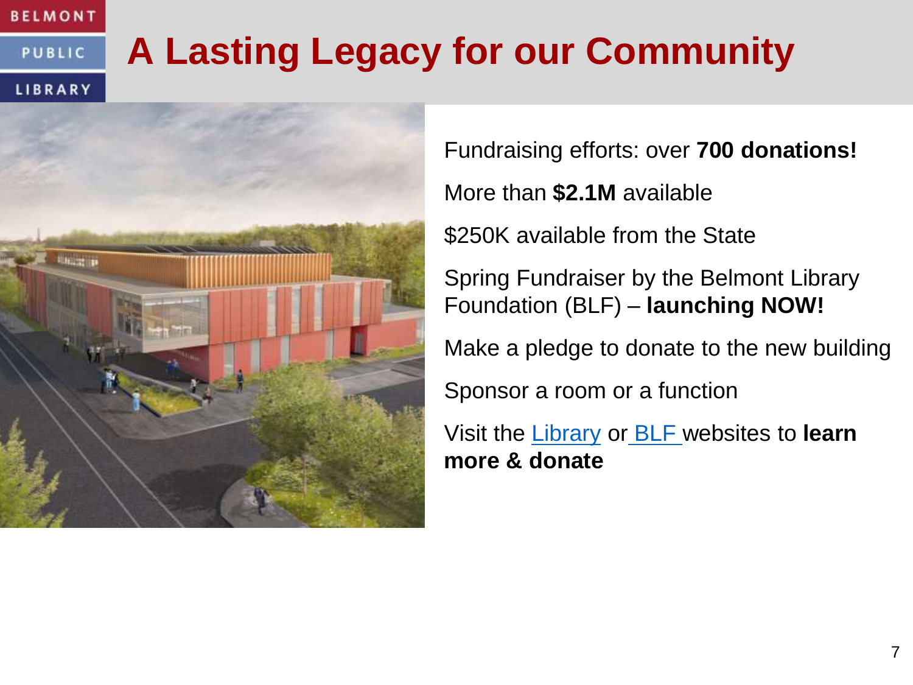# A Lasting Legacy for our Community

Fundraising efforts: over **700 donations!**

More than **$2.1M** available

$250K available from the State

Spring Fundraiser by the Belmont Library Foundation (BLF) – **launching NOW!**

Make a pledge to donate to the new building

Sponsor a room or a function

Visit the Library or BLF websites to **learn more & donate**